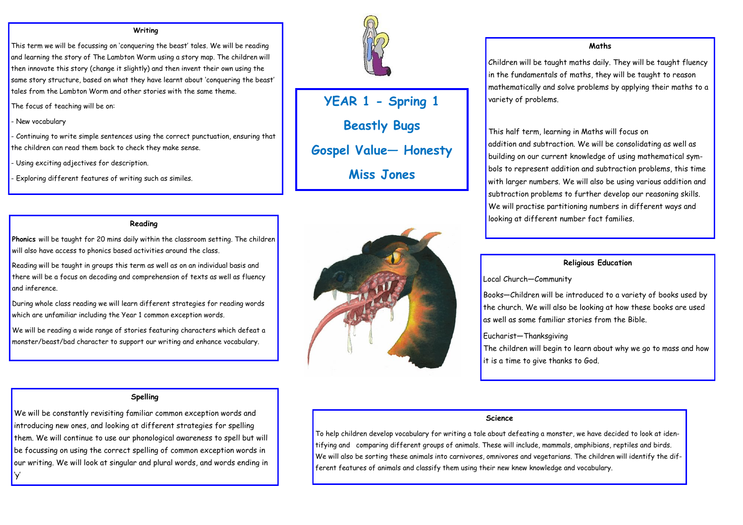# YEAR 1 - Spring 1

# Beastly Bugs

# Gospel Value— Honesty

# Miss Jones

## Writing

This term we will be focussing on 'conquering the beast' tales. We will be reading and learning the story of The Lambton Worm using a story map. The children will then innovate this story (change it slightly) and then invent their own using the same story structure, based on what they have learnt about 'conquering the beast' tales from the Lambton Worm and other stories with the same theme.

The focus of teaching will be on:

- New vocabulary
- Continuing to write simple sentences using the correct punctuation, ensuring that the children can read them back to check they make sense.
- Using exciting adjectives for description.
- Exploring different features of writing such as similes.

## Reading

**Phonics** will be taught for 20 mins daily within the classroom setting. The children will also have access to phonics based activities around the class.

Reading will be taught in groups this term as well as on an individual basis and there will be a focus on decoding and comprehension of texts as well as fluency and inference.

During whole class reading we will learn different strategies for reading words which are unfamiliar including the Year 1 common exception words.

We will be reading a wide range of stories featuring characters which defeat a monster/beast/bad character to support our writing and enhance vocabulary.

## Spelling

We will be constantly revisiting familiar common exception words and introducing new ones, and looking at different strategies for spelling them. We will continue to use our phonological awareness to spell but will be focussing on using the correct spelling of common exception words in our writing. We will look at singular and plural words, and words ending in 'y'

## Maths

Children will be taught maths daily. They will be taught fluency in the fundamentals of maths, they will be taught to reason mathematically and solve problems by applying their maths to a variety of problems.

This half term, learning in Maths will focus on addition and subtraction. We will be consolidating as well as building on our current knowledge of using mathematical symbols to represent addition and subtraction problems, this time with larger numbers. We will also be using various addition and subtraction problems to further develop our reasoning skills. We will practise partitioning numbers in different ways and looking at different number fact families.

## Religious Education

Local Church—Community

Books—Children will be introduced to a variety of books used by the church. We will also be looking at how these books are used as well as some familiar stories from the Bible.

Eucharist—Thanksgiving

The children will begin to learn about why we go to mass and how it is a time to give thanks to God.

## Science

To help children develop vocabulary for writing a tale about defeating a monster, we have decided to look at identifying and comparing different groups of animals. These will include, mammals, amphibians, reptiles and birds. We will also be sorting these animals into carnivores, omnivores and vegetarians. The children will identify the different features of animals and classify them using their new knew knowledge and vocabulary.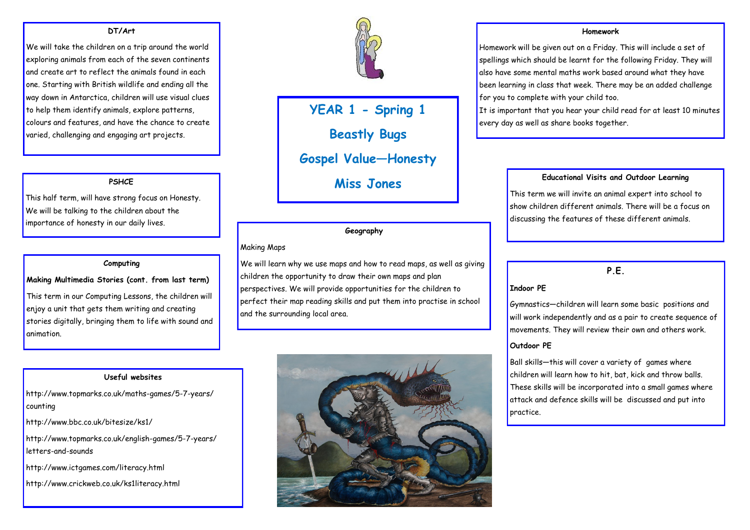# YEAR 1 - Spring 1

## Beastly Bugs

## Gospel Value—Honesty

## Miss Jones

### DT/Art

We will take the children on a trip around the world exploring animals from each of the seven continents and create art to reflect the animals found in each one. Starting with British wildlife and ending all the way down in Antarctica, children will use visual clues to help them identify animals, explore patterns, colours and features, and have the chance to create varied, challenging and engaging art projects.

### PSHCE

This half term, will have strong focus on Honesty. We will be talking to the children about the importance of honesty in our daily lives.

### Computing

**Making Multimedia Stories (cont. from last term)**

This term in our Computing Lessons, the children will enjoy a unit that gets them writing and creating stories digitally, bringing them to life with sound and animation.

### Useful websites

http://www.topmarks.co.uk/maths-games/5-7-years/counting

http://www.bbc.co.uk/bitesize/ks1/

http://www.topmarks.co.uk/english-games/5-7-years/letters-and-sounds

http://www.ictgames.com/literacy.html

http://www.crickweb.co.uk/ks1literacy.html

### Geography

Making Maps

We will learn why we use maps and how to read maps, as well as giving children the opportunity to draw their own maps and plan perspectives. We will provide opportunities for the children to perfect their map reading skills and put them into practise in school and the surrounding local area.

### Homework

Homework will be given out on a Friday. This will include a set of spellings which should be learnt for the following Friday. They will also have some mental maths work based around what they have been learning in class that week. There may be an added challenge for you to complete with your child too.

It is important that you hear your child read for at least 10 minutes every day as well as share books together.

### Educational Visits and Outdoor Learning

This term we will invite an animal expert into school to show children different animals. There will be a focus on discussing the features of these different animals.

### P.E.

**Indoor PE**

Gymnastics—children will learn some basic positions and will work independently and as a pair to create sequence of movements. They will review their own and others work.

**Outdoor PE**

Ball skills—this will cover a variety of games where children will learn how to hit, bat, kick and throw balls. These skills will be incorporated into a small games where attack and defence skills will be discussed and put into practice.